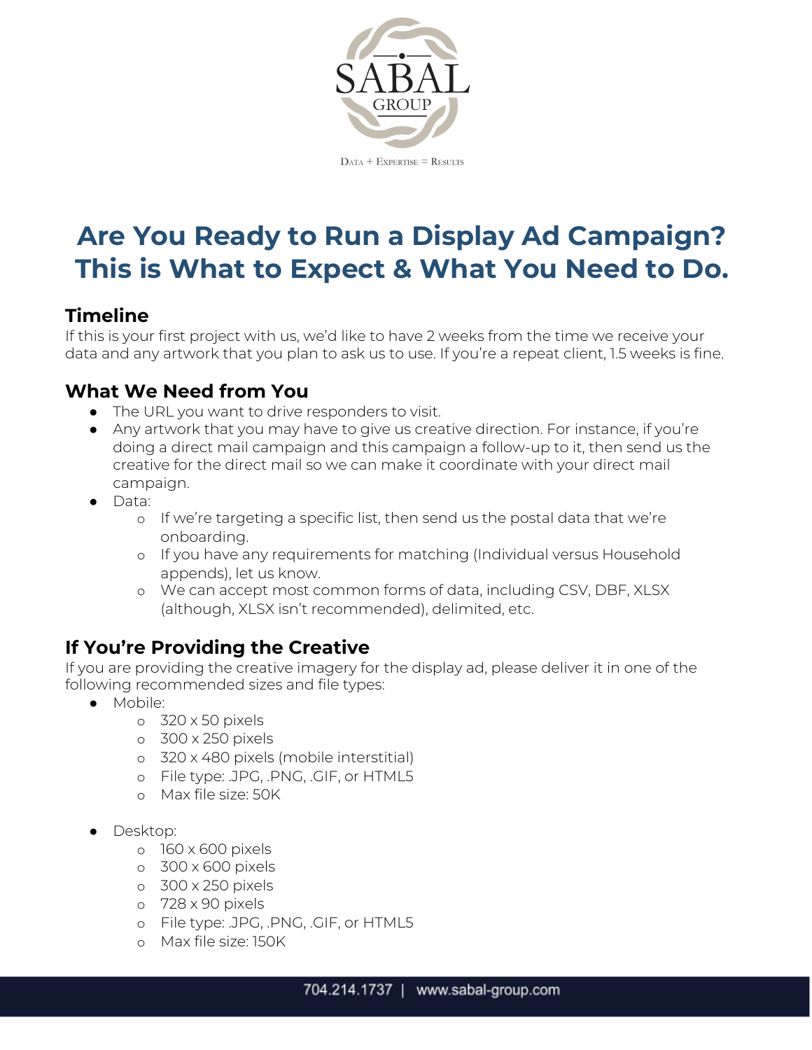# Are You Ready to Run a Display Ad Campaign? This is What to Expect & What You Need to Do.

## Timeline

If this is your first project with us, we'd like to have 2 weeks from the time we receive your data and any artwork that you plan to ask us to use. If you're a repeat client, 1.5 weeks is fine.

## What We Need from You

- The URL you want to drive responders to visit.
- Any artwork that you may have to give us creative direction. For instance, if you're doing a direct mail campaign and this campaign a follow-up to it, then send us the creative for the direct mail so we can make it coordinate with your direct mail campaign.
- Data:
  - If we're targeting a specific list, then send us the postal data that we're onboarding.
  - If you have any requirements for matching (Individual versus Household appends), let us know.
  - We can accept most common forms of data, including CSV, DBF, XLSX (although, XLSX isn't recommended), delimited, etc.

## If You're Providing the Creative

If you are providing the creative imagery for the display ad, please deliver it in one of the following recommended sizes and file types:

- Mobile:
  - 320 x 50 pixels
  - 300 x 250 pixels
  - 320 x 480 pixels (mobile interstitial)
  - File type: .JPG, .PNG, .GIF, or HTML5
  - Max file size: 50K

- Desktop:
  - 160 x 600 pixels
  - 300 x 600 pixels
  - 300 x 250 pixels
  - 728 x 90 pixels
  - File type: .JPG, .PNG, .GIF, or HTML5
  - Max file size: 150K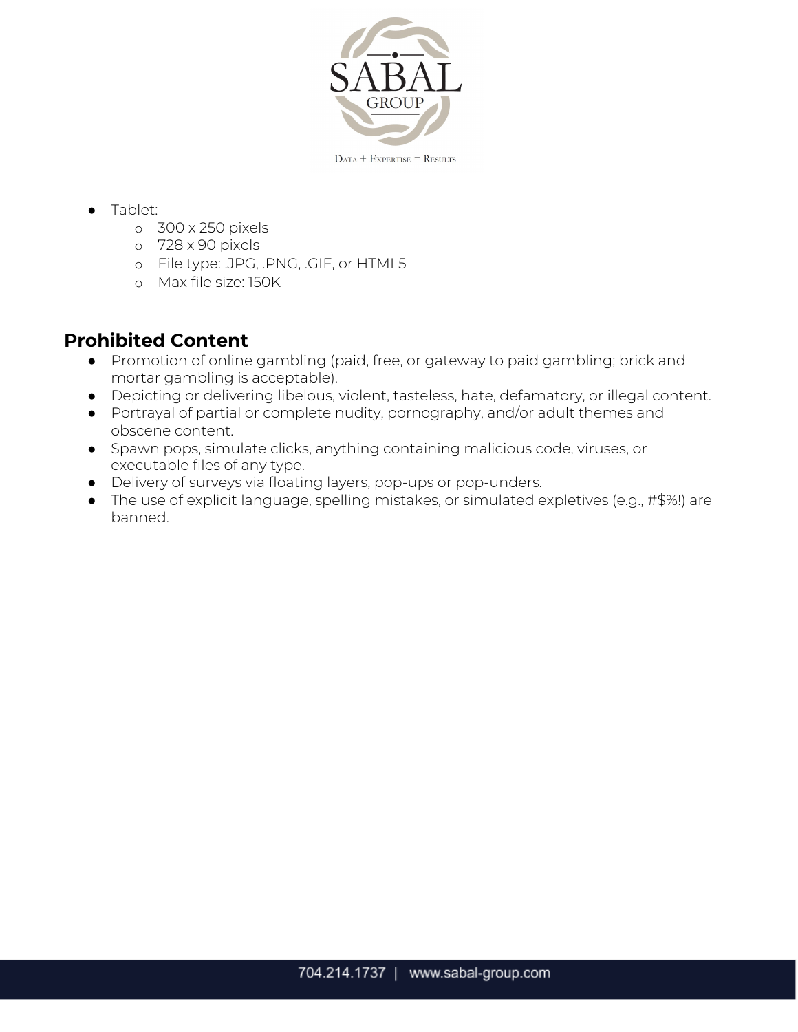- Tablet:
  - 300 x 250 pixels
  - 728 x 90 pixels
  - File type: .JPG, .PNG, .GIF, or HTML5
  - Max file size: 150K

## Prohibited Content

- Promotion of online gambling (paid, free, or gateway to paid gambling; brick and mortar gambling is acceptable).
- Depicting or delivering libelous, violent, tasteless, hate, defamatory, or illegal content.
- Portrayal of partial or complete nudity, pornography, and/or adult themes and obscene content.
- Spawn pops, simulate clicks, anything containing malicious code, viruses, or executable files of any type.
- Delivery of surveys via floating layers, pop-ups or pop-unders.
- The use of explicit language, spelling mistakes, or simulated expletives (e.g., #$%!) are banned.